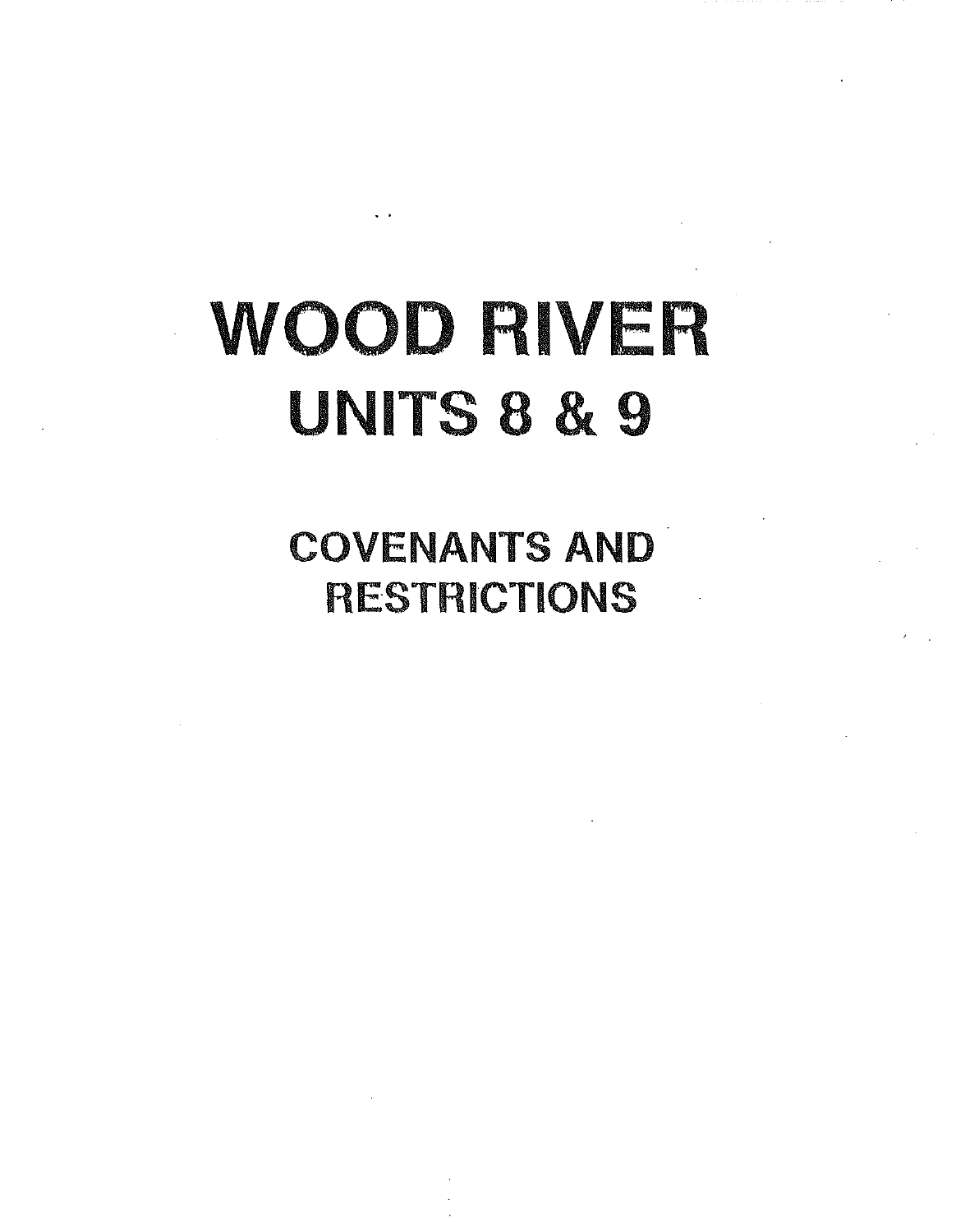# WOOD RIVER

## UNITS 8 & 9

### COVENANTS AND RESTRICTIONS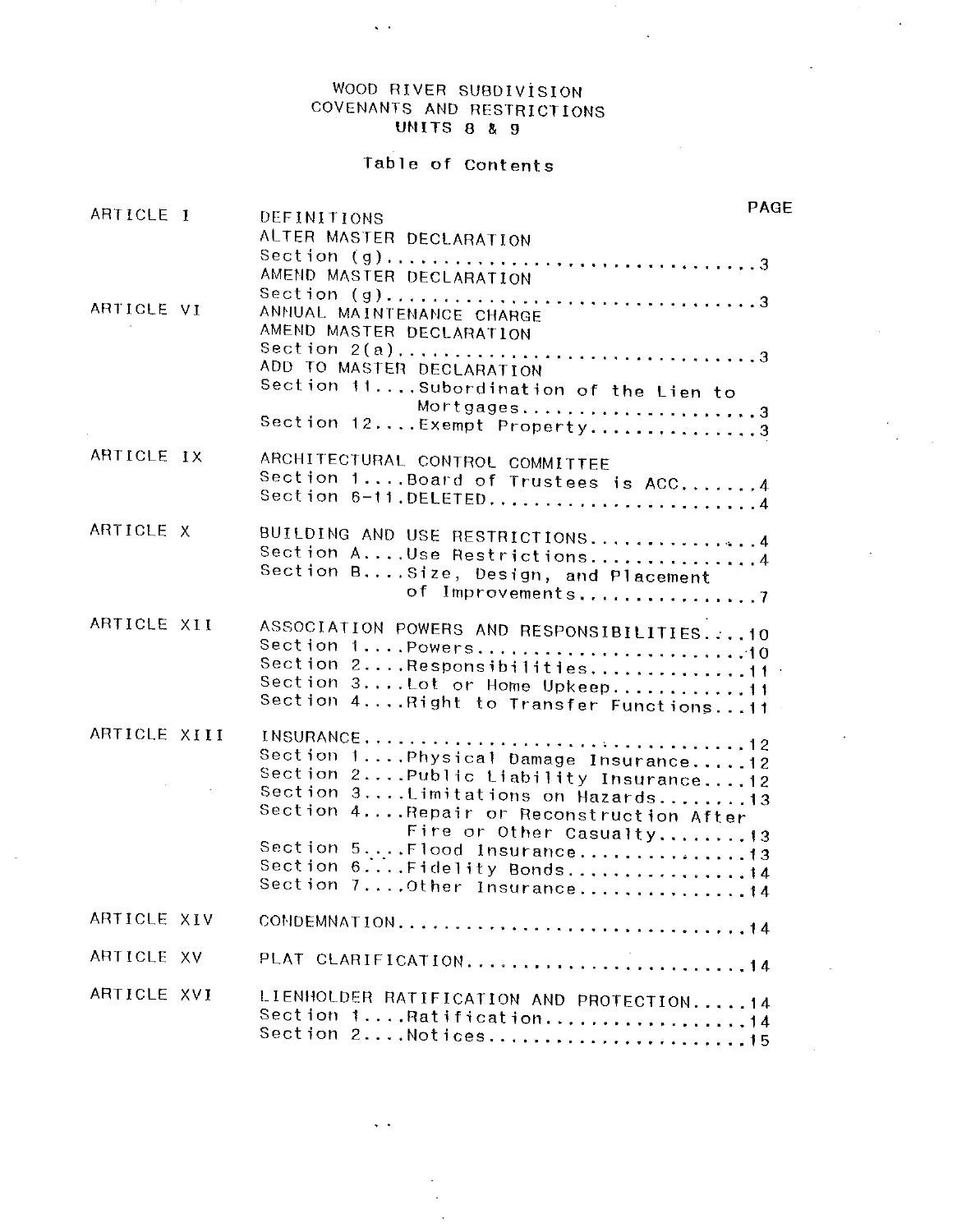# WOOD RIVER SUBDIVISION
# COVENANTS AND RESTRICTIONS
# UNITS 8 & 9

## Table of Contents

| | | PAGE |
|---|---|---|
| ARTICLE I | DEFINITIONS | |
| | ALTER MASTER DECLARATION | |
| | Section (g)................................ | 3 |
| | AMEND MASTER DECLARATION | |
| | Section (g)................................ | 3 |
| ARTICLE VI | ANNUAL MAINTENANCE CHARGE | |
| | AMEND MASTER DECLARATION | |
| | Section 2(a)............................... | 3 |
| | ADD TO MASTER DECLARATION | |
| | Section 11....Subordination of the Lien to Mortgages.................... | 3 |
| | Section 12....Exempt Property.............. | 3 |
| ARTICLE IX | ARCHITECTURAL CONTROL COMMITTEE | |
| | Section 1....Board of Trustees is ACC....... | 4 |
| | Section 6-11.DELETED....................... | 4 |
| ARTICLE X | BUILDING AND USE RESTRICTIONS.............. | 4 |
| | Section A....Use Restrictions.............. | 4 |
| | Section B....Size, Design, and Placement of Improvements............... | 7 |
| ARTICLE XII | ASSOCIATION POWERS AND RESPONSIBILITIES.... | 10 |
| | Section 1....Powers....................... | 10 |
| | Section 2....Responsibilities............. | 11 |
| | Section 3....Lot or Home Upkeep............ | 11 |
| | Section 4....Right to Transfer Functions... | 11 |
| ARTICLE XIII | INSURANCE................................. | 12 |
| | Section 1....Physical Damage Insurance..... | 12 |
| | Section 2....Public Liability Insurance.... | 12 |
| | Section 3....Limitations on Hazards........ | 13 |
| | Section 4....Repair or Reconstruction After Fire or Other Casualty........ | 13 |
| | Section 5....Flood Insurance............... | 13 |
| | Section 6....Fidelity Bonds................ | 14 |
| | Section 7....Other Insurance............... | 14 |
| ARTICLE XIV | CONDEMNATION.............................. | 14 |
| ARTICLE XV | PLAT CLARIFICATION........................ | 14 |
| ARTICLE XVI | LIENHOLDER RATIFICATION AND PROTECTION..... | 14 |
| | Section 1....Ratification.................. | 14 |
| | Section 2....Notices....................... | 15 |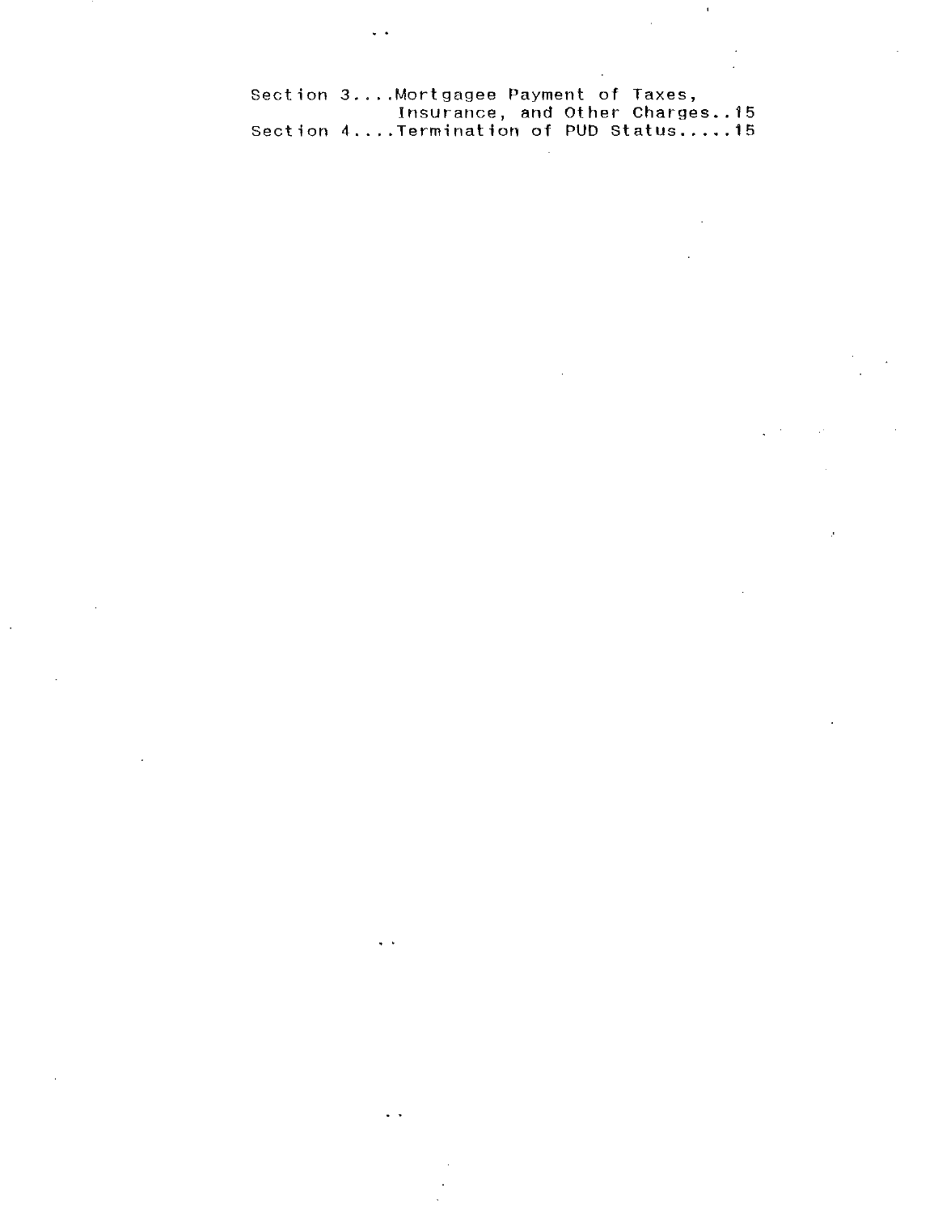Section 3....Mortgagee Payment of Taxes, Insurance, and Other Charges..15

Section 4....Termination of PUD Status.....15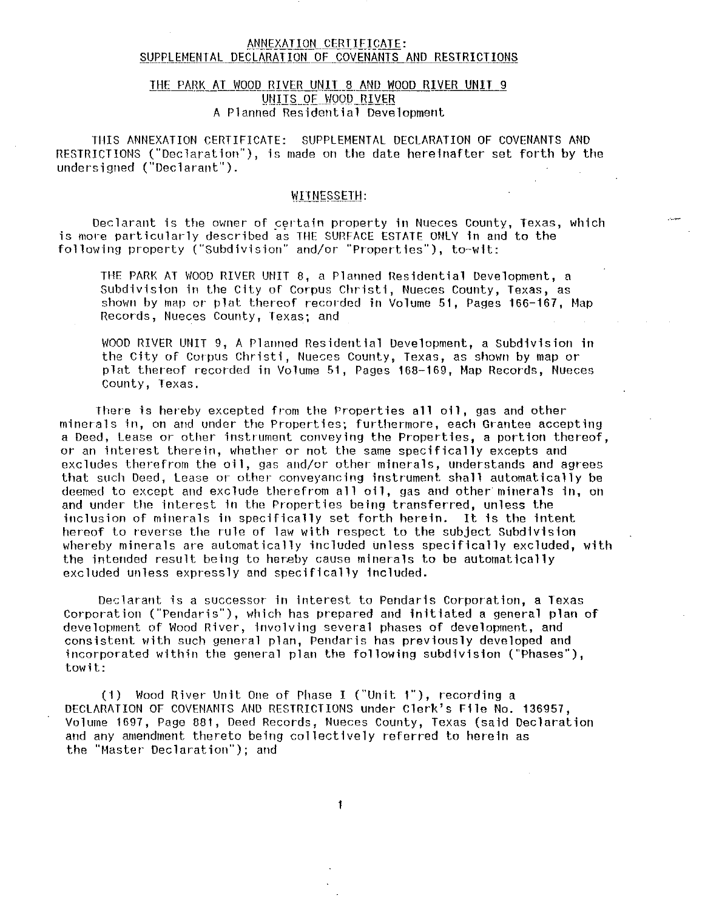## ANNEXATION CERTIFICATE: SUPPLEMENTAL DECLARATION OF COVENANTS AND RESTRICTIONS

### THE PARK AT WOOD RIVER UNIT 8 AND WOOD RIVER UNIT 9 UNITS OF WOOD RIVER

A Planned Residential Development

THIS ANNEXATION CERTIFICATE: SUPPLEMENTAL DECLARATION OF COVENANTS AND RESTRICTIONS ("Declaration"), is made on the date hereinafter set forth by the undersigned ("Declarant").

### WITNESSETH:

Declarant is the owner of certain property in Nueces County, Texas, which is more particularly described as THE SURFACE ESTATE ONLY in and to the following property ("Subdivision" and/or "Properties"), to-wit:

> THE PARK AT WOOD RIVER UNIT 8, a Planned Residential Development, a Subdivision in the City of Corpus Christi, Nueces County, Texas, as shown by map or plat thereof recorded in Volume 51, Pages 166-167, Map Records, Nueces County, Texas; and
>
> WOOD RIVER UNIT 9, A Planned Residential Development, a Subdivision in the City of Corpus Christi, Nueces County, Texas, as shown by map or plat thereof recorded in Volume 51, Pages 168-169, Map Records, Nueces County, Texas.

There is hereby excepted from the Properties all oil, gas and other minerals in, on and under the Properties; furthermore, each Grantee accepting a Deed, Lease or other instrument conveying the Properties, a portion thereof, or an interest therein, whether or not the same specifically excepts and excludes therefrom the oil, gas and/or other minerals, understands and agrees that such Deed, Lease or other conveyancing instrument shall automatically be deemed to except and exclude therefrom all oil, gas and other minerals in, on and under the interest in the Properties being transferred, unless the inclusion of minerals in specifically set forth herein. It is the intent hereof to reverse the rule of law with respect to the subject Subdivision whereby minerals are automatically included unless specifically excluded, with the intended result being to hereby cause minerals to be automatically excluded unless expressly and specifically included.

Declarant is a successor in interest to Pendaris Corporation, a Texas Corporation ("Pendaris"), which has prepared and initiated a general plan of development of Wood River, involving several phases of development, and consistent with such general plan, Pendaris has previously developed and incorporated within the general plan the following subdivision ("Phases"), towit:

(1) Wood River Unit One of Phase I ("Unit 1"), recording a DECLARATION OF COVENANTS AND RESTRICTIONS under Clerk's File No. 136957, Volume 1697, Page 881, Deed Records, Nueces County, Texas (said Declaration and any amendment thereto being collectively referred to herein as the "Master Declaration"); and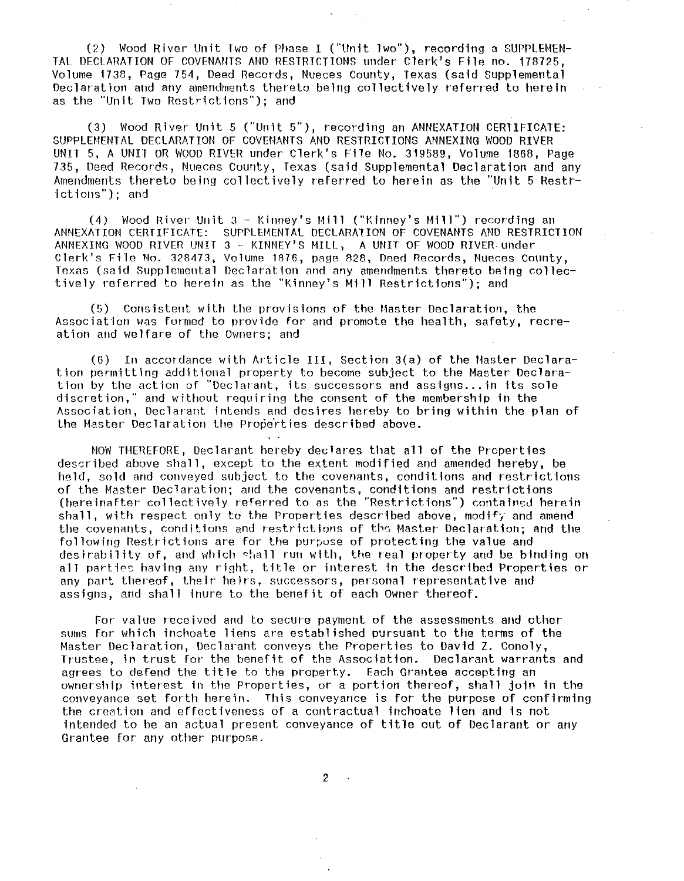(2) Wood River Unit Two of Phase I ("Unit Two"), recording a SUPPLEMENTAL DECLARATION OF COVENANTS AND RESTRICTIONS under Clerk's File no. 178725, Volume 1738, Page 754, Deed Records, Nueces County, Texas (said Supplemental Declaration and any amendments thereto being collectively referred to herein as the "Unit Two Restrictions"); and

(3) Wood River Unit 5 ("Unit 5"), recording an ANNEXATION CERTIFICATE: SUPPLEMENTAL DECLARATION OF COVENANTS AND RESTRICTIONS ANNEXING WOOD RIVER UNIT 5, A UNIT OR WOOD RIVER under Clerk's File No. 319589, Volume 1868, Page 735, Deed Records, Nueces County, Texas (said Supplemental Declaration and any Amendments thereto being collectively referred to herein as the "Unit 5 Restrictions"); and

(4) Wood River Unit 3 - Kinney's Mill ("Kinney's Mill") recording an ANNEXATION CERTIFICATE: SUPPLEMENTAL DECLARATION OF COVENANTS AND RESTRICTION ANNEXING WOOD RIVER UNIT 3 - KINNEY'S MILL, A UNIT OF WOOD RIVER under Clerk's File No. 328473, Volume 1876, page 828, Deed Records, Nueces County, Texas (said Supplemental Declaration and any amendments thereto being collectively referred to herein as the "Kinney's Mill Restrictions"); and

(5) Consistent with the provisions of the Master Declaration, the Association was formed to provide for and promote the health, safety, recreation and welfare of the Owners; and

(6) In accordance with Article III, Section 3(a) of the Master Declaration permitting additional property to become subject to the Master Declaration by the action of "Declarant, its successors and assigns...in its sole discretion," and without requiring the consent of the membership in the Association, Declarant intends and desires hereby to bring within the plan of the Master Declaration the Properties described above.

NOW THEREFORE, Declarant hereby declares that all of the Properties described above shall, except to the extent modified and amended hereby, be held, sold and conveyed subject to the covenants, conditions and restrictions of the Master Declaration; and the covenants, conditions and restrictions (hereinafter collectively referred to as the "Restrictions") contained herein shall, with respect only to the Properties described above, modify and amend the covenants, conditions and restrictions of the Master Declaration; and the following Restrictions are for the purpose of protecting the value and desirability of, and which shall run with, the real property and be binding on all parties having any right, title or interest in the described Properties or any part thereof, their heirs, successors, personal representative and assigns, and shall inure to the benefit of each Owner thereof.

For value received and to secure payment of the assessments and other sums for which inchoate liens are established pursuant to the terms of the Master Declaration, Declarant conveys the Properties to David Z. Conoly, Trustee, in trust for the benefit of the Association. Declarant warrants and agrees to defend the title to the property. Each Grantee accepting an ownership interest in the Properties, or a portion thereof, shall join in the conveyance set forth herein. This conveyance is for the purpose of confirming the creation and effectiveness of a contractual inchoate lien and is not intended to be an actual present conveyance of title out of Declarant or any Grantee for any other purpose.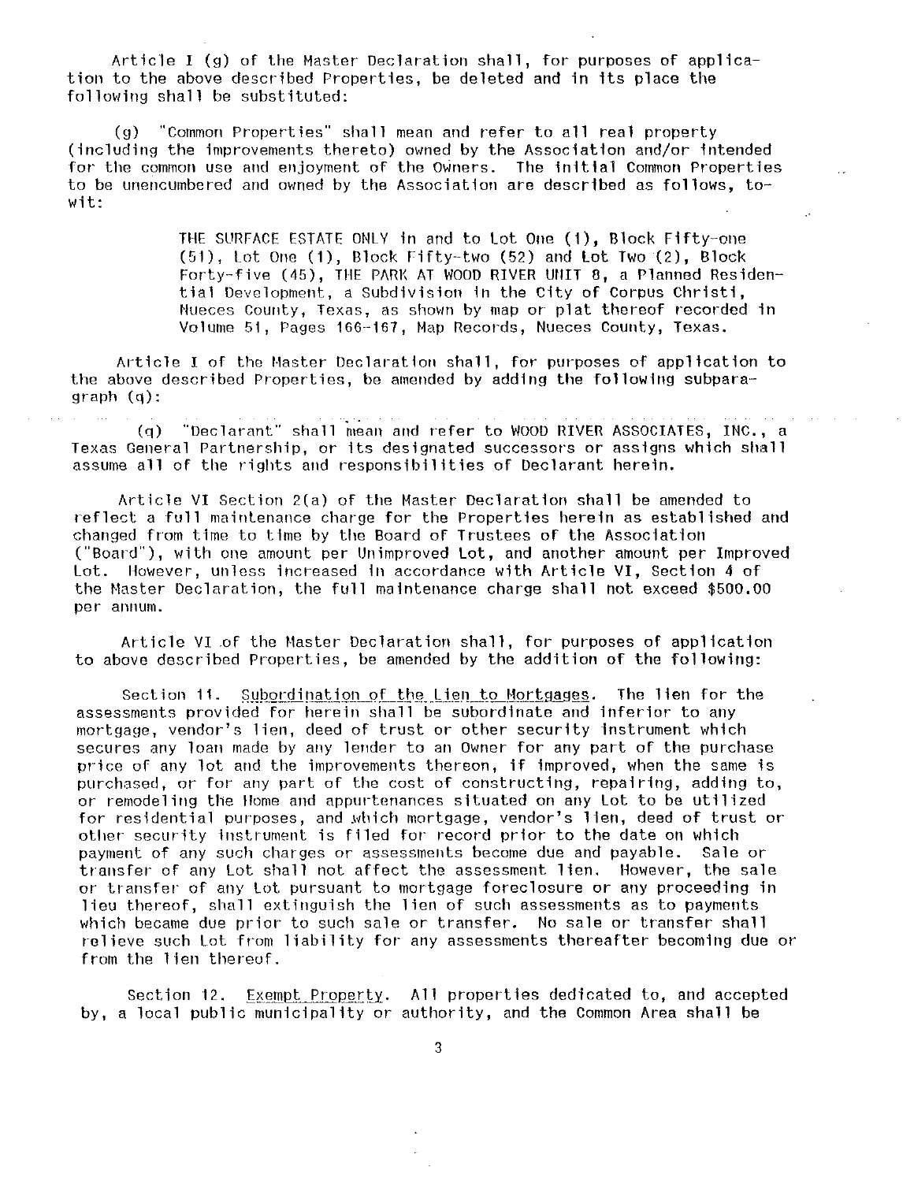Article I (g) of the Master Declaration shall, for purposes of application to the above described Properties, be deleted and in its place the following shall be substituted:

(g) "Common Properties" shall mean and refer to all real property (including the improvements thereto) owned by the Association and/or intended for the common use and enjoyment of the Owners. The initial Common Properties to be unencumbered and owned by the Association are described as follows, to-wit:

> THE SURFACE ESTATE ONLY in and to Lot One (1), Block Fifty-one (51), Lot One (1), Block Fifty-two (52) and Lot Two (2), Block Forty-five (45), THE PARK AT WOOD RIVER UNIT 8, a Planned Residential Development, a Subdivision in the City of Corpus Christi, Nueces County, Texas, as shown by map or plat thereof recorded in Volume 51, Pages 166-167, Map Records, Nueces County, Texas.

Article I of the Master Declaration shall, for purposes of application to the above described Properties, be amended by adding the following subparagraph (q):

(q) "Declarant" shall mean and refer to WOOD RIVER ASSOCIATES, INC., a Texas General Partnership, or its designated successors or assigns which shall assume all of the rights and responsibilities of Declarant herein.

Article VI Section 2(a) of the Master Declaration shall be amended to reflect a full maintenance charge for the Properties herein as established and changed from time to time by the Board of Trustees of the Association ("Board"), with one amount per Unimproved Lot, and another amount per Improved Lot. However, unless increased in accordance with Article VI, Section 4 of the Master Declaration, the full maintenance charge shall not exceed $500.00 per annum.

Article VI of the Master Declaration shall, for purposes of application to above described Properties, be amended by the addition of the following:

Section 11. Subordination of the Lien to Mortgages. The lien for the assessments provided for herein shall be subordinate and inferior to any mortgage, vendor's lien, deed of trust or other security instrument which secures any loan made by any lender to an Owner for any part of the purchase price of any lot and the improvements thereon, if improved, when the same is purchased, or for any part of the cost of constructing, repairing, adding to, or remodeling the Home and appurtenances situated on any Lot to be utilized for residential purposes, and which mortgage, vendor's lien, deed of trust or other security instrument is filed for record prior to the date on which payment of any such charges or assessments become due and payable. Sale or transfer of any Lot shall not affect the assessment lien. However, the sale or transfer of any Lot pursuant to mortgage foreclosure or any proceeding in lieu thereof, shall extinguish the lien of such assessments as to payments which became due prior to such sale or transfer. No sale or transfer shall relieve such Lot from liability for any assessments thereafter becoming due or from the lien thereof.

Section 12. Exempt Property. All properties dedicated to, and accepted by, a local public municipality or authority, and the Common Area shall be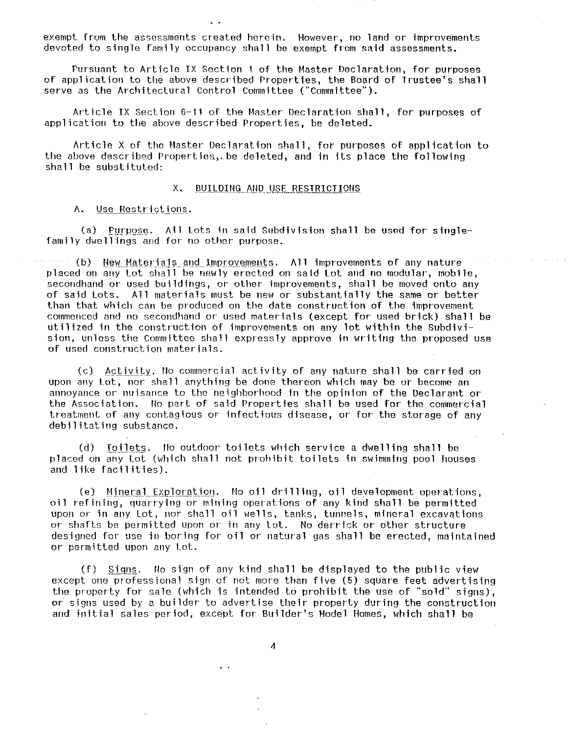exempt from the assessments created herein. However, no land or improvements devoted to single family occupancy shall be exempt from said assessments.

Pursuant to Article IX Section 1 of the Master Declaration, for purposes of application to the above described Properties, the Board of Trustee's shall serve as the Architectural Control Committee ("Committee").

Article IX Section 6-11 of the Master Declaration shall, for purposes of application to the above described Properties, be deleted.

Article X of the Master Declaration shall, for purposes of application to the above described Properties,.be deleted, and in its place the following shall be substituted:

## X. BUILDING AND USE RESTRICTIONS

A. Use Restrictions.

(a) Purpose. All Lots in said Subdivision shall be used for single-family dwellings and for no other purpose.

(b) New Materials and Improvements. All improvements of any nature placed on any Lot shall be newly erected on said Lot and no modular, mobile, secondhand or used buildings, or other improvements, shall be moved onto any of said Lots. All materials must be new or substantially the same or better than that which can be produced on the date construction of the improvement commenced and no secondhand or used materials (except for used brick) shall be utilized in the construction of improvements on any lot within the Subdivision, unless the Committee shall expressly approve in writing the proposed use of used construction materials.

(c) Activity. No commercial activity of any nature shall be carried on upon any Lot, nor shall anything be done thereon which may be or become an annoyance or nuisance to the neighborhood in the opinion of the Declarant or the Association. No part of said Properties shall be used for the commercial treatment of any contagious or infectious disease, or for the storage of any debilitating substance.

(d) Toilets. No outdoor toilets which service a dwelling shall be placed on any Lot (which shall not prohibit toilets in swimming pool houses and like facilities).

(e) Mineral Exploration. No oil drilling, oil development operations, oil refining, quarrying or mining operations of any kind shall be permitted upon or in any Lot, nor shall oil wells, tanks, tunnels, mineral excavations or shafts be permitted upon or in any Lot. No derrick or other structure designed for use in boring for oil or natural gas shall be erected, maintained or permitted upon any Lot.

(f) Signs. No sign of any kind shall be displayed to the public view except one professional sign of not more than five (5) square feet advertising the property for sale (which is intended to prohibit the use of "sold" signs), or signs used by a builder to advertise their property during the construction and initial sales period, except for Builder's Model Homes, which shall be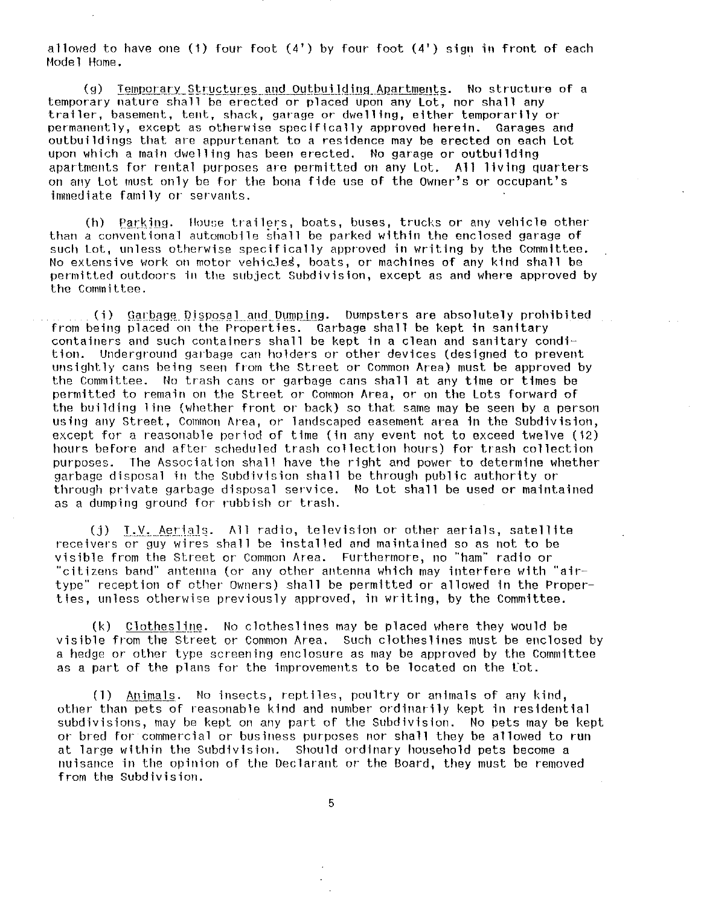allowed to have one (1) four foot (4') by four foot (4') sign in front of each Model Home.

(g) Temporary Structures and Outbuilding Apartments. No structure of a temporary nature shall be erected or placed upon any Lot, nor shall any trailer, basement, tent, shack, garage or dwelling, either temporarily or permanently, except as otherwise specifically approved herein. Garages and outbuildings that are appurtenant to a residence may be erected on each Lot upon which a main dwelling has been erected. No garage or outbuilding apartments for rental purposes are permitted on any Lot. All living quarters on any Lot must only be for the bona fide use of the Owner's or occupant's immediate family or servants.

(h) Parking. House trailers, boats, buses, trucks or any vehicle other than a conventional automobile shall be parked within the enclosed garage of such Lot, unless otherwise specifically approved in writing by the Committee. No extensive work on motor vehicles, boats, or machines of any kind shall be permitted outdoors in the subject Subdivision, except as and where approved by the Committee.

(i) Garbage Disposal and Dumping. Dumpsters are absolutely prohibited from being placed on the Properties. Garbage shall be kept in sanitary containers and such containers shall be kept in a clean and sanitary condition. Underground garbage can holders or other devices (designed to prevent unsightly cans being seen from the Street or Common Area) must be approved by the Committee. No trash cans or garbage cans shall at any time or times be permitted to remain on the Street or Common Area, or on the Lots forward of the building line (whether front or back) so that same may be seen by a person using any Street, Common Area, or landscaped easement area in the Subdivision, except for a reasonable period of time (in any event not to exceed twelve (12) hours before and after scheduled trash collection hours) for trash collection purposes. The Association shall have the right and power to determine whether garbage disposal in the Subdivision shall be through public authority or through private garbage disposal service. No Lot shall be used or maintained as a dumping ground for rubbish or trash.

(j) T.V. Aerials. All radio, television or other aerials, satellite receivers or guy wires shall be installed and maintained so as not to be visible from the Street or Common Area. Furthermore, no "ham" radio or "citizens band" antenna (or any other antenna which may interfere with "air-type" reception of other Owners) shall be permitted or allowed in the Properties, unless otherwise previously approved, in writing, by the Committee.

(k) Clothesline. No clotheslines may be placed where they would be visible from the Street or Common Area. Such clotheslines must be enclosed by a hedge or other type screening enclosure as may be approved by the Committee as a part of the plans for the improvements to be located on the Lot.

(l) Animals. No insects, reptiles, poultry or animals of any kind, other than pets of reasonable kind and number ordinarily kept in residential subdivisions, may be kept on any part of the Subdivision. No pets may be kept or bred for commercial or business purposes nor shall they be allowed to run at large within the Subdivision. Should ordinary household pets become a nuisance in the opinion of the Declarant or the Board, they must be removed from the Subdivision.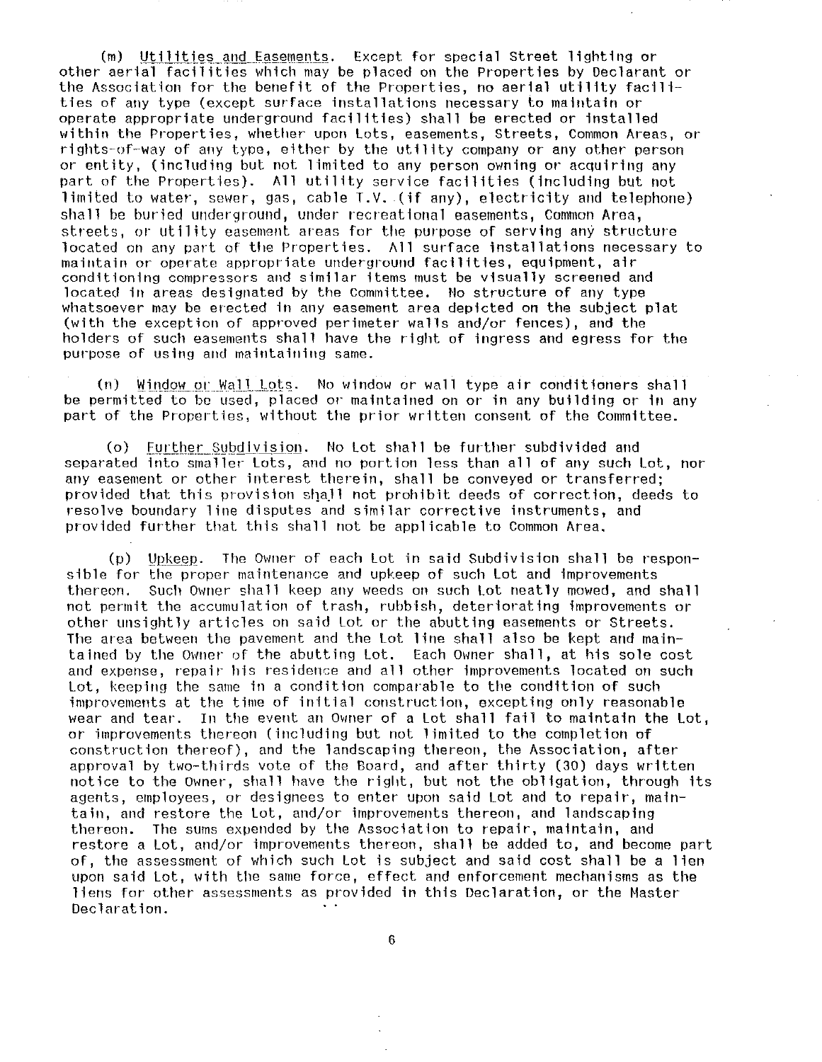(m) Utilities and Easements. Except for special Street lighting or other aerial facilities which may be placed on the Properties by Declarant or the Association for the benefit of the Properties, no aerial utility facilities of any type (except surface installations necessary to maintain or operate appropriate underground facilities) shall be erected or installed within the Properties, whether upon Lots, easements, Streets, Common Areas, or rights-of-way of any type, either by the utility company or any other person or entity, (including but not limited to any person owning or acquiring any part of the Properties). All utility service facilities (including but not limited to water, sewer, gas, cable T.V. (if any), electricity and telephone) shall be buried underground, under recreational easements, Common Area, streets, or utility easement areas for the purpose of serving any structure located on any part of the Properties. All surface installations necessary to maintain or operate appropriate underground facilities, equipment, air conditioning compressors and similar items must be visually screened and located in areas designated by the Committee. No structure of any type whatsoever may be erected in any easement area depicted on the subject plat (with the exception of approved perimeter walls and/or fences), and the holders of such easements shall have the right of ingress and egress for the purpose of using and maintaining same.

(n) Window or Wall Lots. No window or wall type air conditioners shall be permitted to be used, placed or maintained on or in any building or in any part of the Properties, without the prior written consent of the Committee.

(o) Further Subdivision. No Lot shall be further subdivided and separated into smaller Lots, and no portion less than all of any such Lot, nor any easement or other interest therein, shall be conveyed or transferred; provided that this provision shall not prohibit deeds of correction, deeds to resolve boundary line disputes and similar corrective instruments, and provided further that this shall not be applicable to Common Area.

(p) Upkeep. The Owner of each Lot in said Subdivision shall be responsible for the proper maintenance and upkeep of such Lot and improvements thereon. Such Owner shall keep any weeds on such Lot neatly mowed, and shall not permit the accumulation of trash, rubbish, deteriorating improvements or other unsightly articles on said Lot or the abutting easements or Streets. The area between the pavement and the Lot line shall also be kept and maintained by the Owner of the abutting Lot. Each Owner shall, at his sole cost and expense, repair his residence and all other improvements located on such Lot, keeping the same in a condition comparable to the condition of such improvements at the time of initial construction, excepting only reasonable wear and tear. In the event an Owner of a Lot shall fail to maintain the Lot, or improvements thereon (including but not limited to the completion of construction thereof), and the landscaping thereon, the Association, after approval by two-thirds vote of the Board, and after thirty (30) days written notice to the Owner, shall have the right, but not the obligation, through its agents, employees, or designees to enter upon said Lot and to repair, maintain, and restore the Lot, and/or improvements thereon, and landscaping thereon. The sums expended by the Association to repair, maintain, and restore a Lot, and/or improvements thereon, shall be added to, and become part of, the assessment of which such Lot is subject and said cost shall be a lien upon said Lot, with the same force, effect and enforcement mechanisms as the liens for other assessments as provided in this Declaration, or the Master Declaration.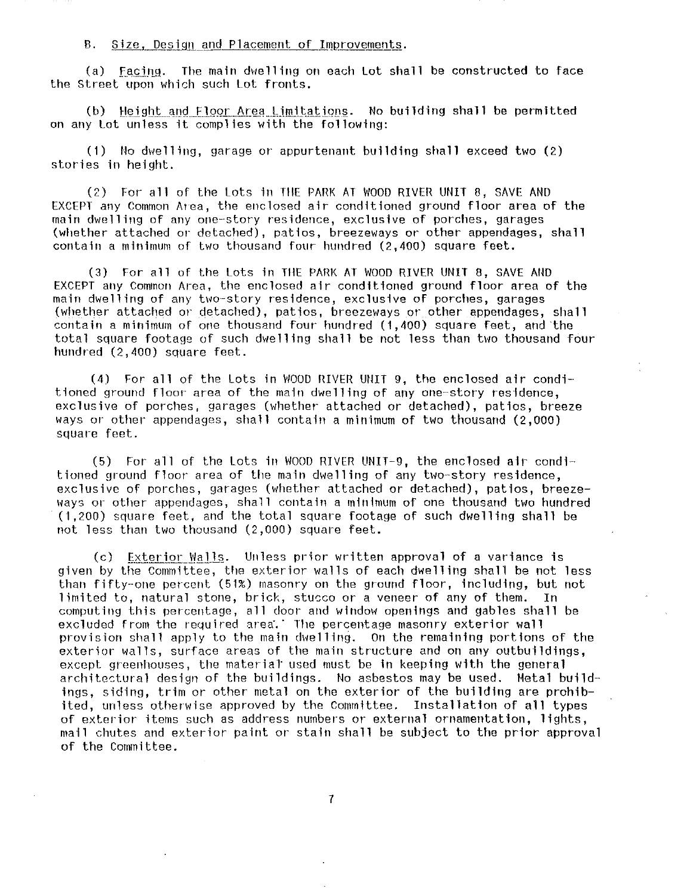B. Size, Design and Placement of Improvements.

(a) Facing. The main dwelling on each Lot shall be constructed to face the Street upon which such Lot fronts.

(b) Height and Floor Area Limitations. No building shall be permitted on any Lot unless it complies with the following:

(1) No dwelling, garage or appurtenant building shall exceed two (2) stories in height.

(2) For all of the Lots in THE PARK AT WOOD RIVER UNIT 8, SAVE AND EXCEPT any Common Area, the enclosed air conditioned ground floor area of the main dwelling of any one-story residence, exclusive of porches, garages (whether attached or detached), patios, breezeways or other appendages, shall contain a minimum of two thousand four hundred (2,400) square feet.

(3) For all of the Lots in THE PARK AT WOOD RIVER UNIT 8, SAVE AND EXCEPT any Common Area, the enclosed air conditioned ground floor area of the main dwelling of any two-story residence, exclusive of porches, garages (whether attached or detached), patios, breezeways or other appendages, shall contain a minimum of one thousand four hundred (1,400) square feet, and the total square footage of such dwelling shall be not less than two thousand four hundred (2,400) square feet.

(4) For all of the Lots in WOOD RIVER UNIT 9, the enclosed air conditioned ground floor area of the main dwelling of any one-story residence, exclusive of porches, garages (whether attached or detached), patios, breeze ways or other appendages, shall contain a minimum of two thousand (2,000) square feet.

(5) For all of the Lots in WOOD RIVER UNIT-9, the enclosed air conditioned ground floor area of the main dwelling of any two-story residence, exclusive of porches, garages (whether attached or detached), patios, breezeways or other appendages, shall contain a minimum of one thousand two hundred (1,200) square feet, and the total square footage of such dwelling shall be not less than two thousand (2,000) square feet.

(c) Exterior Walls. Unless prior written approval of a variance is given by the Committee, the exterior walls of each dwelling shall be not less than fifty-one percent (51%) masonry on the ground floor, including, but not limited to, natural stone, brick, stucco or a veneer of any of them. In computing this percentage, all door and window openings and gables shall be excluded from the required area. The percentage masonry exterior wall provision shall apply to the main dwelling. On the remaining portions of the exterior walls, surface areas of the main structure and on any outbuildings, except greenhouses, the material used must be in keeping with the general architectural design of the buildings. No asbestos may be used. Metal buildings, siding, trim or other metal on the exterior of the building are prohibited, unless otherwise approved by the Committee. Installation of all types of exterior items such as address numbers or external ornamentation, lights, mail chutes and exterior paint or stain shall be subject to the prior approval of the Committee.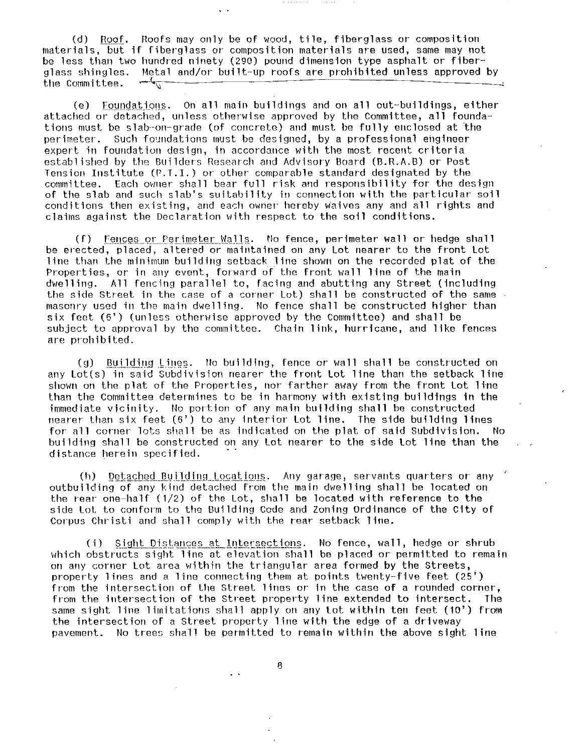(d) Roof. Roofs may only be of wood, tile, fiberglass or composition materials, but if fiberglass or composition materials are used, same may not be less than two hundred ninety (290) pound dimension type asphalt or fiberglass shingles. Metal and/or built-up roofs are prohibited unless approved by the Committee.

(e) Foundations. On all main buildings and on all out-buildings, either attached or detached, unless otherwise approved by the Committee, all foundations must be slab-on-grade (of concrete) and must be fully enclosed at the perimeter. Such foundations must be designed, by a professional engineer expert in foundation design, in accordance with the most recent criteria established by the Builders Research and Advisory Board (B.R.A.B) or Post Tension Institute (P.T.I.) or other comparable standard designated by the committee. Each owner shall bear full risk and responsibility for the design of the slab and such slab's suitability in connection with the particular soil conditions then existing, and each owner hereby waives any and all rights and claims against the Declaration with respect to the soil conditions.

(f) Fences or Perimeter Walls. No fence, perimeter wall or hedge shall be erected, placed, altered or maintained on any Lot nearer to the front Lot line than the minimum building setback line shown on the recorded plat of the Properties, or in any event, forward of the front wall line of the main dwelling. All fencing parallel to, facing and abutting any Street (including the side Street in the case of a corner Lot) shall be constructed of the same masonry used in the main dwelling. No fence shall be constructed higher than six feet (6') (unless otherwise approved by the Committee) and shall be subject to approval by the committee. Chain link, hurricane, and like fences are prohibited.

(g) Building Lines. No building, fence or wall shall be constructed on any Lot(s) in said Subdivision nearer the front Lot line than the setback line shown on the plat of the Properties, nor farther away from the front Lot line than the Committee determines to be in harmony with existing buildings in the immediate vicinity. No portion of any main building shall be constructed nearer than six feet (6') to any interior Lot line. The side building lines for all corner lots shall be as indicated on the plat of said Subdivision. No building shall be constructed on any Lot nearer to the side Lot line than the distance herein specified.

(h) Detached Building Locations. Any garage, servants quarters or any outbuilding of any kind detached from the main dwelling shall be located on the rear one-half (1/2) of the Lot, shall be located with reference to the side Lot to conform to the Building Code and Zoning Ordinance of the City of Corpus Christi and shall comply with the rear setback line.

(i) Sight Distances at Intersections. No fence, wall, hedge or shrub which obstructs sight line at elevation shall be placed or permitted to remain on any corner Lot area within the triangular area formed by the Streets, property lines and a line connecting them at points twenty-five feet (25') from the intersection of the Street lines or in the case of a rounded corner, from the intersection of the Street property line extended to intersect. The same sight line limitations shall apply on any Lot within ten feet (10') from the intersection of a Street property line with the edge of a driveway pavement. No trees shall be permitted to remain within the above sight line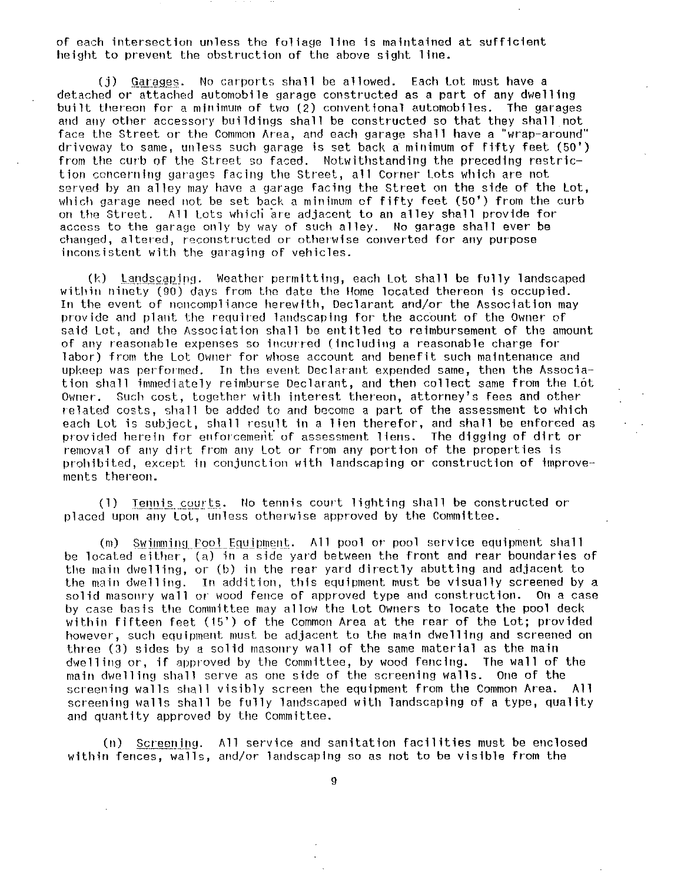of each intersection unless the foliage line is maintained at sufficient height to prevent the obstruction of the above sight line.

(j) Garages. No carports shall be allowed. Each Lot must have a detached or attached automobile garage constructed as a part of any dwelling built thereon for a minimum of two (2) conventional automobiles. The garages and any other accessory buildings shall be constructed so that they shall not face the Street or the Common Area, and each garage shall have a "wrap-around" driveway to same, unless such garage is set back a minimum of fifty feet (50') from the curb of the Street so faced. Notwithstanding the preceding restriction concerning garages facing the Street, all Corner Lots which are not served by an alley may have a garage facing the Street on the side of the Lot, which garage need not be set back a minimum of fifty feet (50') from the curb on the Street. All Lots which are adjacent to an alley shall provide for access to the garage only by way of such alley. No garage shall ever be changed, altered, reconstructed or otherwise converted for any purpose inconsistent with the garaging of vehicles.

(k) Landscaping. Weather permitting, each Lot shall be fully landscaped within ninety (90) days from the date the Home located thereon is occupied. In the event of noncompliance herewith, Declarant and/or the Association may provide and plant the required landscaping for the account of the Owner of said Lot, and the Association shall be entitled to reimbursement of the amount of any reasonable expenses so incurred (including a reasonable charge for labor) from the Lot Owner for whose account and benefit such maintenance and upkeep was performed. In the event Declarant expended same, then the Association shall immediately reimburse Declarant, and then collect same from the Lot Owner. Such cost, together with interest thereon, attorney's fees and other related costs, shall be added to and become a part of the assessment to which each Lot is subject, shall result in a lien therefor, and shall be enforced as provided herein for enforcement of assessment liens. The digging of dirt or removal of any dirt from any Lot or from any portion of the properties is prohibited, except in conjunction with landscaping or construction of improvements thereon.

(l) Tennis courts. No tennis court lighting shall be constructed or placed upon any Lot, unless otherwise approved by the Committee.

(m) Swimming Pool Equipment. All pool or pool service equipment shall be located either, (a) in a side yard between the front and rear boundaries of the main dwelling, or (b) in the rear yard directly abutting and adjacent to the main dwelling. In addition, this equipment must be visually screened by a solid masonry wall or wood fence of approved type and construction. On a case by case basis the Committee may allow the Lot Owners to locate the pool deck within fifteen feet (15') of the Common Area at the rear of the Lot; provided however, such equipment must be adjacent to the main dwelling and screened on three (3) sides by a solid masonry wall of the same material as the main dwelling or, if approved by the Committee, by wood fencing. The wall of the main dwelling shall serve as one side of the screening walls. One of the screening walls shall visibly screen the equipment from the Common Area. All screening walls shall be fully landscaped with landscaping of a type, quality and quantity approved by the Committee.

(n) Screening. All service and sanitation facilities must be enclosed within fences, walls, and/or landscaping so as not to be visible from the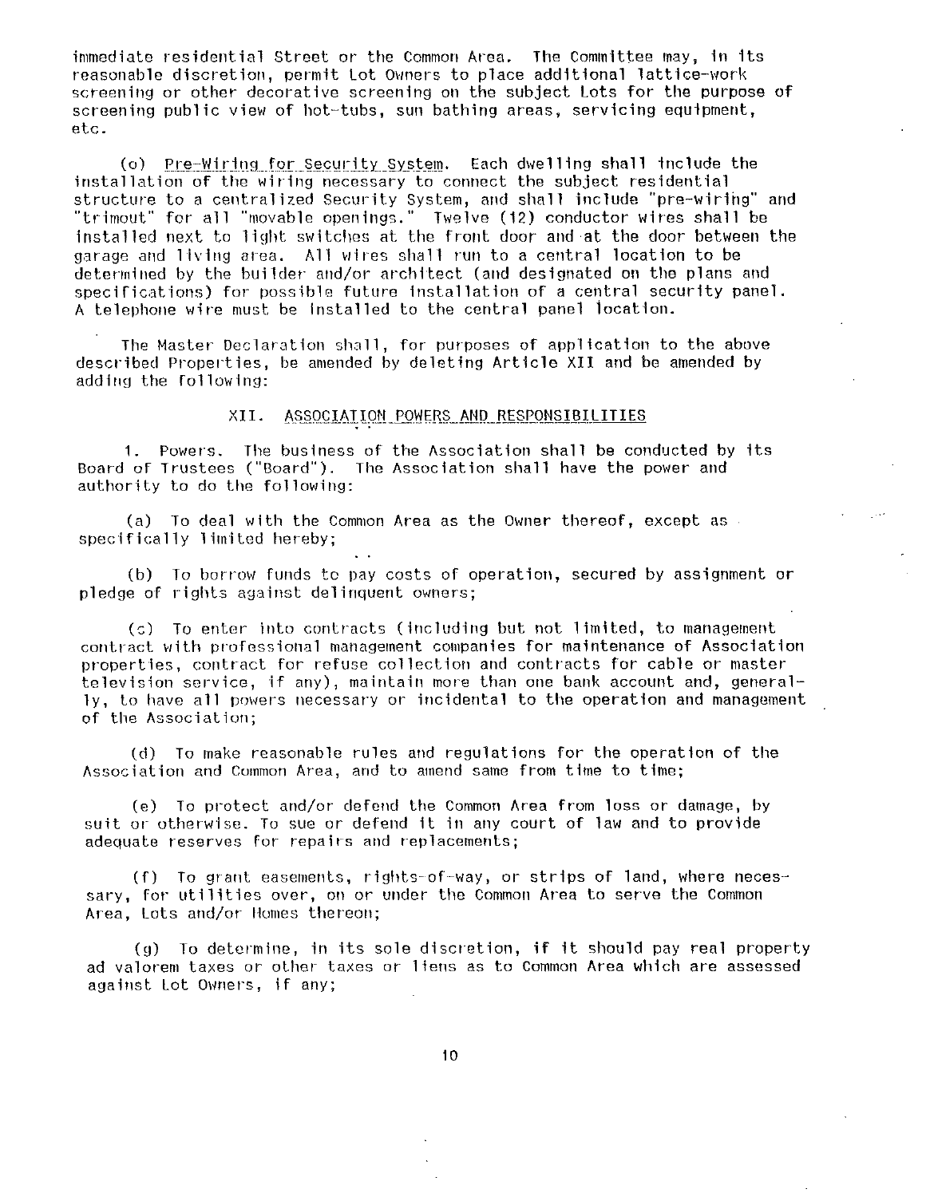immediate residential Street or the Common Area. The Committee may, in its reasonable discretion, permit Lot Owners to place additional lattice-work screening or other decorative screening on the subject Lots for the purpose of screening public view of hot-tubs, sun bathing areas, servicing equipment, etc.

(o) Pre-Wiring for Security System. Each dwelling shall include the installation of the wiring necessary to connect the subject residential structure to a centralized Security System, and shall include "pre-wiring" and "trimout" for all "movable openings." Twelve (12) conductor wires shall be installed next to light switches at the front door and at the door between the garage and living area. All wires shall run to a central location to be determined by the builder and/or architect (and designated on the plans and specifications) for possible future installation of a central security panel. A telephone wire must be installed to the central panel location.

The Master Declaration shall, for purposes of application to the above described Properties, be amended by deleting Article XII and be amended by adding the following:

## XII. ASSOCIATION POWERS AND RESPONSIBILITIES

1. Powers. The business of the Association shall be conducted by its Board of Trustees ("Board"). The Association shall have the power and authority to do the following:

(a) To deal with the Common Area as the Owner thereof, except as specifically limited hereby;

(b) To borrow funds to pay costs of operation, secured by assignment or pledge of rights against delinquent owners;

(c) To enter into contracts (including but not limited, to management contract with professional management companies for maintenance of Association properties, contract for refuse collection and contracts for cable or master television service, if any), maintain more than one bank account and, generally, to have all powers necessary or incidental to the operation and management of the Association;

(d) To make reasonable rules and regulations for the operation of the Association and Common Area, and to amend same from time to time;

(e) To protect and/or defend the Common Area from loss or damage, by suit or otherwise. To sue or defend it in any court of law and to provide adequate reserves for repairs and replacements;

(f) To grant easements, rights-of-way, or strips of land, where necessary, for utilities over, on or under the Common Area to serve the Common Area, Lots and/or Homes thereon;

(g) To determine, in its sole discretion, if it should pay real property ad valorem taxes or other taxes or liens as to Common Area which are assessed against Lot Owners, if any;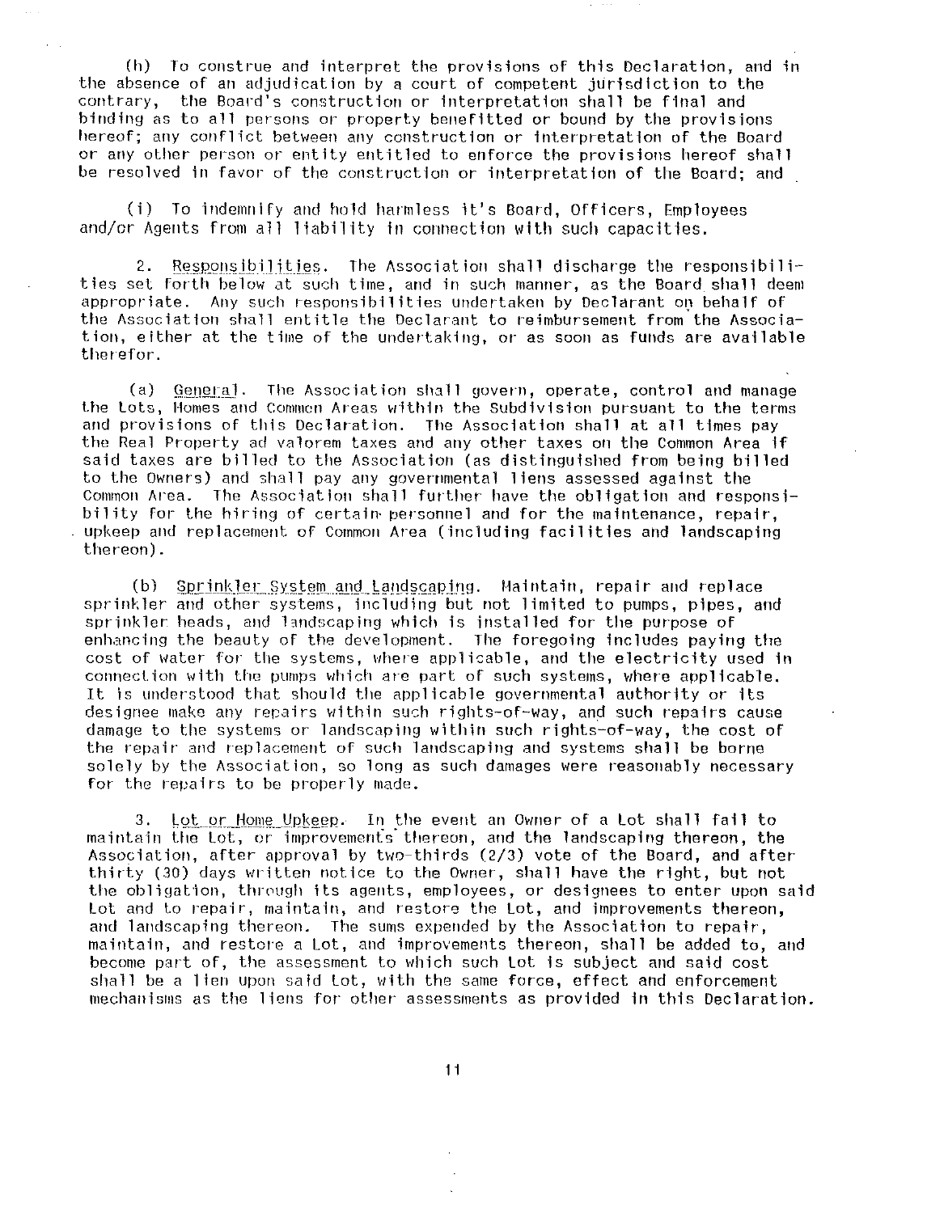(h) To construe and interpret the provisions of this Declaration, and in the absence of an adjudication by a court of competent jurisdiction to the contrary, the Board's construction or interpretation shall be final and binding as to all persons or property benefitted or bound by the provisions hereof; any conflict between any construction or interpretation of the Board or any other person or entity entitled to enforce the provisions hereof shall be resolved in favor of the construction or interpretation of the Board; and

(i) To indemnify and hold harmless it's Board, Officers, Employees and/or Agents from all liability in connection with such capacities.

2. Responsibilities. The Association shall discharge the responsibilities set forth below at such time, and in such manner, as the Board shall deem appropriate. Any such responsibilities undertaken by Declarant on behalf of the Association shall entitle the Declarant to reimbursement from the Association, either at the time of the undertaking, or as soon as funds are available therefor.

(a) General. The Association shall govern, operate, control and manage the Lots, Homes and Common Areas within the Subdivision pursuant to the terms and provisions of this Declaration. The Association shall at all times pay the Real Property ad valorem taxes and any other taxes on the Common Area if said taxes are billed to the Association (as distinguished from being billed to the Owners) and shall pay any governmental liens assessed against the Common Area. The Association shall further have the obligation and responsibility for the hiring of certain personnel and for the maintenance, repair, upkeep and replacement of Common Area (including facilities and landscaping thereon).

(b) Sprinkler System and Landscaping. Maintain, repair and replace sprinkler and other systems, including but not limited to pumps, pipes, and sprinkler heads, and landscaping which is installed for the purpose of enhancing the beauty of the development. The foregoing includes paying the cost of water for the systems, where applicable, and the electricity used in connection with the pumps which are part of such systems, where applicable. It is understood that should the applicable governmental authority or its designee make any repairs within such rights-of-way, and such repairs cause damage to the systems or landscaping within such rights-of-way, the cost of the repair and replacement of such landscaping and systems shall be borne solely by the Association, so long as such damages were reasonably necessary for the repairs to be properly made.

3. Lot or Home Upkeep. In the event an Owner of a Lot shall fail to maintain the Lot, or improvements thereon, and the landscaping thereon, the Association, after approval by two-thirds (2/3) vote of the Board, and after thirty (30) days written notice to the Owner, shall have the right, but not the obligation, through its agents, employees, or designees to enter upon said Lot and to repair, maintain, and restore the Lot, and improvements thereon, and landscaping thereon. The sums expended by the Association to repair, maintain, and restore a Lot, and improvements thereon, shall be added to, and become part of, the assessment to which such Lot is subject and said cost shall be a lien upon said Lot, with the same force, effect and enforcement mechanisms as the liens for other assessments as provided in this Declaration.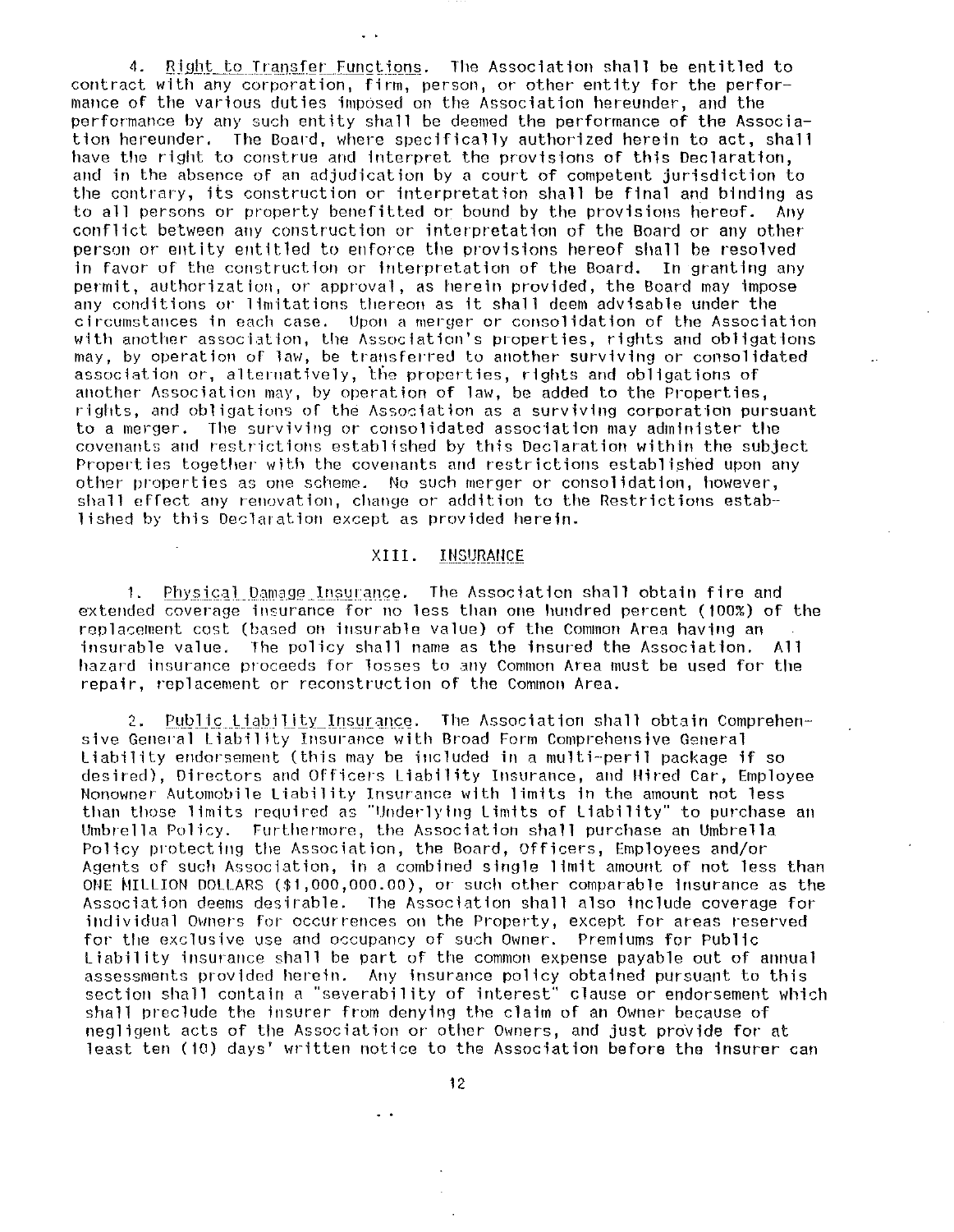4. Right to Transfer Functions. The Association shall be entitled to contract with any corporation, firm, person, or other entity for the performance of the various duties imposed on the Association hereunder, and the performance by any such entity shall be deemed the performance of the Association hereunder. The Board, where specifically authorized herein to act, shall have the right to construe and interpret the provisions of this Declaration, and in the absence of an adjudication by a court of competent jurisdiction to the contrary, its construction or interpretation shall be final and binding as to all persons or property benefitted or bound by the provisions hereof. Any conflict between any construction or interpretation of the Board or any other person or entity entitled to enforce the provisions hereof shall be resolved in favor of the construction or interpretation of the Board. In granting any permit, authorization, or approval, as herein provided, the Board may impose any conditions or limitations thereon as it shall deem advisable under the circumstances in each case. Upon a merger or consolidation of the Association with another association, the Association's properties, rights and obligations may, by operation of law, be transferred to another surviving or consolidated association or, alternatively, the properties, rights and obligations of another Association may, by operation of law, be added to the Properties, rights, and obligations of the Association as a surviving corporation pursuant to a merger. The surviving or consolidated association may administer the covenants and restrictions established by this Declaration within the subject Properties together with the covenants and restrictions established upon any other properties as one scheme. No such merger or consolidation, however, shall effect any renovation, change or addition to the Restrictions established by this Declaration except as provided herein.

## XIII. INSURANCE

1. Physical Damage Insurance. The Association shall obtain fire and extended coverage insurance for no less than one hundred percent (100%) of the replacement cost (based on insurable value) of the Common Area having an insurable value. The policy shall name as the insured the Association. All hazard insurance proceeds for losses to any Common Area must be used for the repair, replacement or reconstruction of the Common Area.

2. Public Liability Insurance. The Association shall obtain Comprehensive General Liability Insurance with Broad Form Comprehensive General Liability endorsement (this may be included in a multi-peril package if so desired), Directors and Officers Liability Insurance, and Hired Car, Employee Nonowner Automobile Liability Insurance with limits in the amount not less than those limits required as "Underlying Limits of Liability" to purchase an Umbrella Policy. Furthermore, the Association shall purchase an Umbrella Policy protecting the Association, the Board, Officers, Employees and/or Agents of such Association, in a combined single limit amount of not less than ONE MILLION DOLLARS ($1,000,000.00), or such other comparable insurance as the Association deems desirable. The Association shall also include coverage for individual Owners for occurrences on the Property, except for areas reserved for the exclusive use and occupancy of such Owner. Premiums for Public Liability insurance shall be part of the common expense payable out of annual assessments provided herein. Any insurance policy obtained pursuant to this section shall contain a "severability of interest" clause or endorsement which shall preclude the insurer from denying the claim of an Owner because of negligent acts of the Association or other Owners, and just provide for at least ten (10) days' written notice to the Association before the insurer can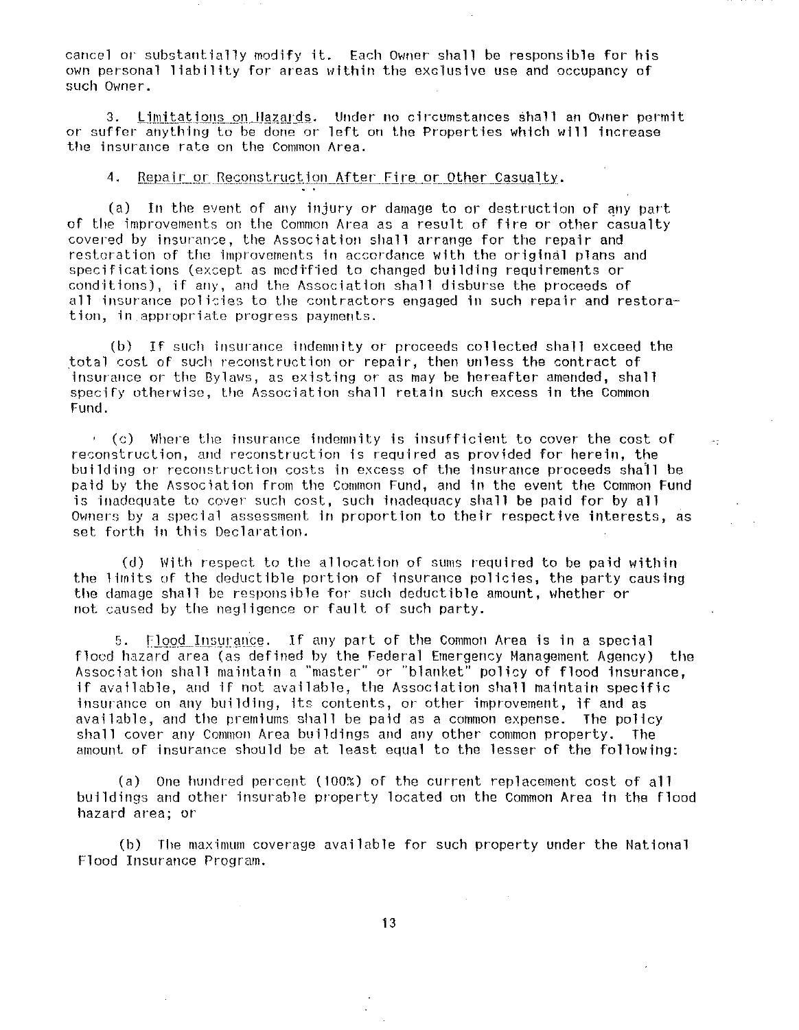cancel or substantially modify it. Each Owner shall be responsible for his own personal liability for areas within the exclusive use and occupancy of such Owner.

3. Limitations on Hazards. Under no circumstances shall an Owner permit or suffer anything to be done or left on the Properties which will increase the insurance rate on the Common Area.

4. Repair or Reconstruction After Fire or Other Casualty.

(a) In the event of any injury or damage to or destruction of any part of the improvements on the Common Area as a result of fire or other casualty covered by insurance, the Association shall arrange for the repair and restoration of the improvements in accordance with the original plans and specifications (except as modified to changed building requirements or conditions), if any, and the Association shall disburse the proceeds of all insurance policies to the contractors engaged in such repair and restoration, in appropriate progress payments.

(b) If such insurance indemnity or proceeds collected shall exceed the total cost of such reconstruction or repair, then unless the contract of insurance or the Bylaws, as existing or as may be hereafter amended, shall specify otherwise, the Association shall retain such excess in the Common Fund.

(c) Where the insurance indemnity is insufficient to cover the cost of reconstruction, and reconstruction is required as provided for herein, the building or reconstruction costs in excess of the insurance proceeds shall be paid by the Association from the Common Fund, and in the event the Common Fund is inadequate to cover such cost, such inadequacy shall be paid for by all Owners by a special assessment in proportion to their respective interests, as set forth in this Declaration.

(d) With respect to the allocation of sums required to be paid within the limits of the deductible portion of insurance policies, the party causing the damage shall be responsible for such deductible amount, whether or not caused by the negligence or fault of such party.

5. Flood Insurance. If any part of the Common Area is in a special flood hazard area (as defined by the Federal Emergency Management Agency) the Association shall maintain a "master" or "blanket" policy of flood insurance, if available, and if not available, the Association shall maintain specific insurance on any building, its contents, or other improvement, if and as available, and the premiums shall be paid as a common expense. The policy shall cover any Common Area buildings and any other common property. The amount of insurance should be at least equal to the lesser of the following:

(a) One hundred percent (100%) of the current replacement cost of all buildings and other insurable property located on the Common Area in the flood hazard area; or

(b) The maximum coverage available for such property under the National Flood Insurance Program.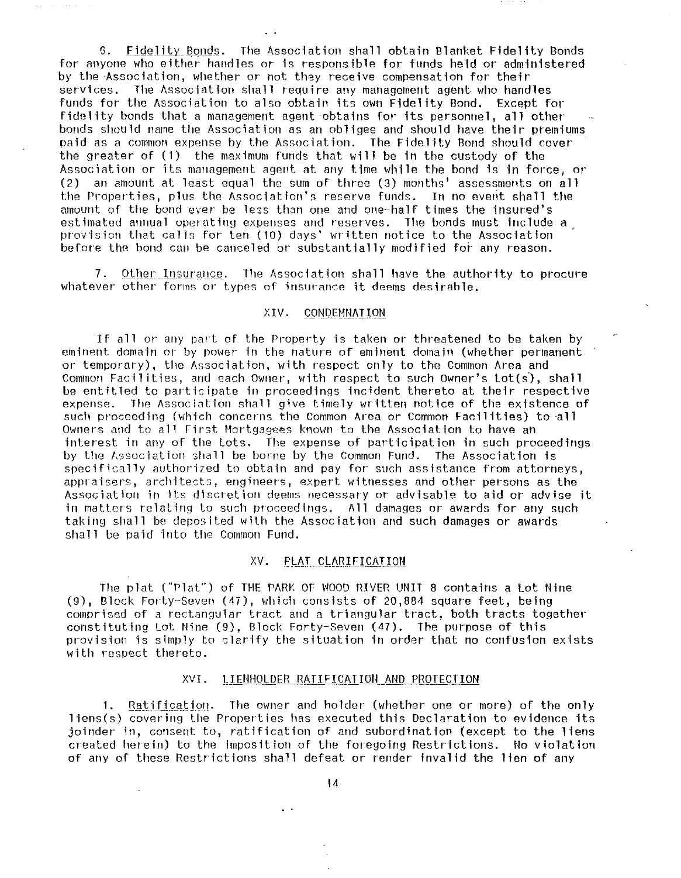6. Fidelity Bonds. The Association shall obtain Blanket Fidelity Bonds for anyone who either handles or is responsible for funds held or administered by the Association, whether or not they receive compensation for their services. The Association shall require any management agent who handles funds for the Association to also obtain its own Fidelity Bond. Except for fidelity bonds that a management agent obtains for its personnel, all other bonds should name the Association as an obligee and should have their premiums paid as a common expense by the Association. The Fidelity Bond should cover the greater of (1) the maximum funds that will be in the custody of the Association or its management agent at any time while the bond is in force, or (2) an amount at least equal the sum of three (3) months' assessments on all the Properties, plus the Association's reserve funds. In no event shall the amount of the bond ever be less than one and one-half times the insured's estimated annual operating expenses and reserves. The bonds must include a provision that calls for ten (10) days' written notice to the Association before the bond can be canceled or substantially modified for any reason.

7. Other Insurance. The Association shall have the authority to procure whatever other forms or types of insurance it deems desirable.

## XIV. CONDEMNATION

If all or any part of the Property is taken or threatened to be taken by eminent domain or by power in the nature of eminent domain (whether permanent or temporary), the Association, with respect only to the Common Area and Common Facilities, and each Owner, with respect to such Owner's Lot(s), shall be entitled to participate in proceedings incident thereto at their respective expense. The Association shall give timely written notice of the existence of such proceeding (which concerns the Common Area or Common Facilities) to all Owners and to all First Mortgagees known to the Association to have an interest in any of the Lots. The expense of participation in such proceedings by the Association shall be borne by the Common Fund. The Association is specifically authorized to obtain and pay for such assistance from attorneys, appraisers, architects, engineers, expert witnesses and other persons as the Association in its discretion deems necessary or advisable to aid or advise it in matters relating to such proceedings. All damages or awards for any such taking shall be deposited with the Association and such damages or awards shall be paid into the Common Fund.

## XV. PLAT CLARIFICATION

The plat ("Plat") of THE PARK OF WOOD RIVER UNIT 8 contains a Lot Nine (9), Block Forty-Seven (47), which consists of 20,884 square feet, being comprised of a rectangular tract and a triangular tract, both tracts together constituting Lot Nine (9), Block Forty-Seven (47). The purpose of this provision is simply to clarify the situation in order that no confusion exists with respect thereto.

## XVI. LIENHOLDER RATIFICATION AND PROTECTION

1. Ratification. The owner and holder (whether one or more) of the only liens(s) covering the Properties has executed this Declaration to evidence its joinder in, consent to, ratification of and subordination (except to the liens created herein) to the imposition of the foregoing Restrictions. No violation of any of these Restrictions shall defeat or render invalid the lien of any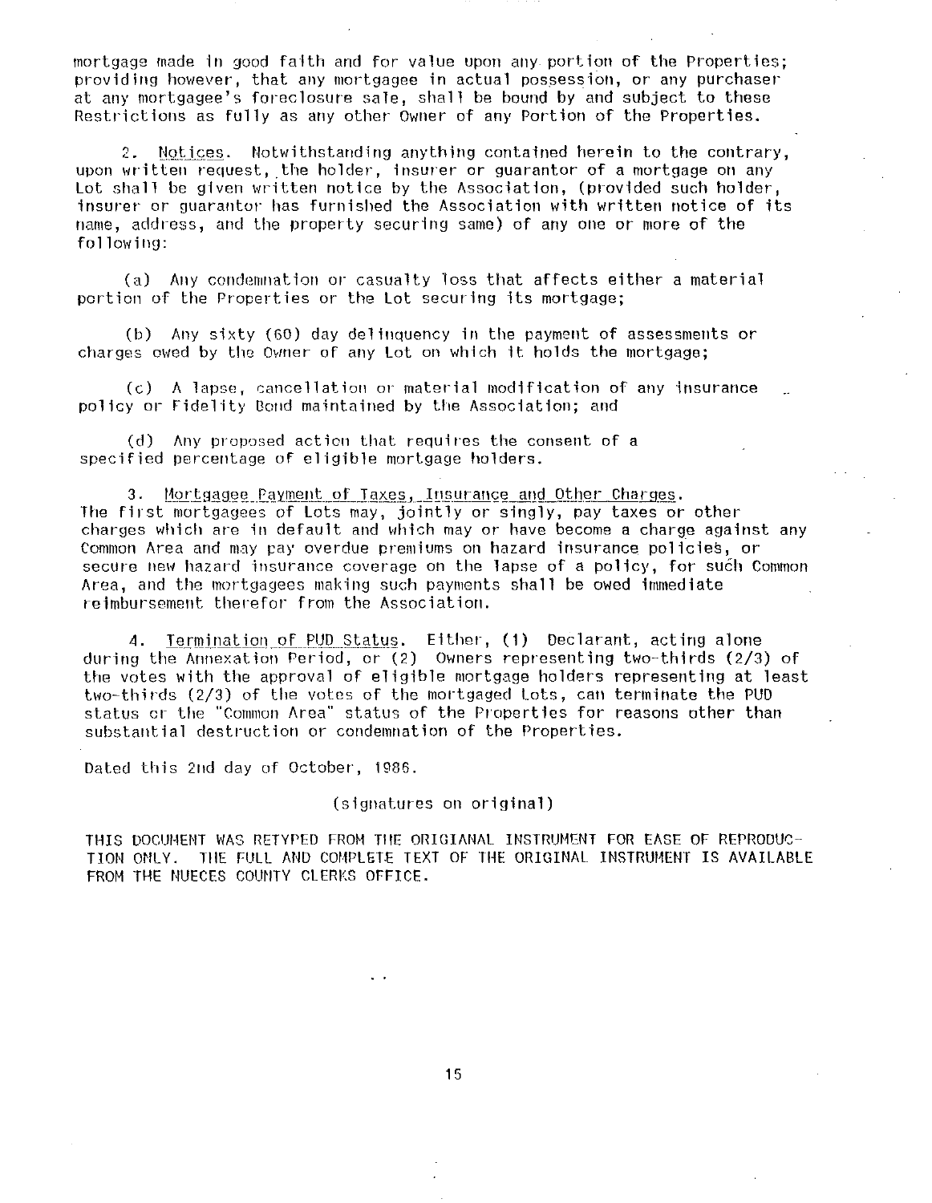mortgage made in good faith and for value upon any portion of the Properties; providing however, that any mortgagee in actual possession, or any purchaser at any mortgagee's foreclosure sale, shall be bound by and subject to these Restrictions as fully as any other Owner of any Portion of the Properties.

2. Notices. Notwithstanding anything contained herein to the contrary, upon written request, the holder, insurer or guarantor of a mortgage on any Lot shall be given written notice by the Association, (provided such holder, insurer or guarantor has furnished the Association with written notice of its name, address, and the property securing same) of any one or more of the following:

(a) Any condemnation or casualty loss that affects either a material portion of the Properties or the Lot securing its mortgage;

(b) Any sixty (60) day delinquency in the payment of assessments or charges owed by the Owner of any Lot on which it holds the mortgage;

(c) A lapse, cancellation or material modification of any insurance policy or Fidelity Bond maintained by the Association; and

(d) Any proposed action that requires the consent of a specified percentage of eligible mortgage holders.

3. Mortgagee Payment of Taxes, Insurance and Other Charges. The first mortgagees of Lots may, jointly or singly, pay taxes or other charges which are in default and which may or have become a charge against any Common Area and may pay overdue premiums on hazard insurance policies, or secure new hazard insurance coverage on the lapse of a policy, for such Common Area, and the mortgagees making such payments shall be owed immediate reimbursement therefor from the Association.

4. Termination of PUD Status. Either, (1) Declarant, acting alone during the Annexation Period, or (2) Owners representing two-thirds (2/3) of the votes with the approval of eligible mortgage holders representing at least two-thirds (2/3) of the votes of the mortgaged Lots, can terminate the PUD status or the "Common Area" status of the Properties for reasons other than substantial destruction or condemnation of the Properties.

Dated this 2nd day of October, 1986.

(signatures on original)

THIS DOCUMENT WAS RETYPED FROM THE ORIGIANAL INSTRUMENT FOR EASE OF REPRODUCTION ONLY. THE FULL AND COMPLETE TEXT OF THE ORIGINAL INSTRUMENT IS AVAILABLE FROM THE NUECES COUNTY CLERKS OFFICE.